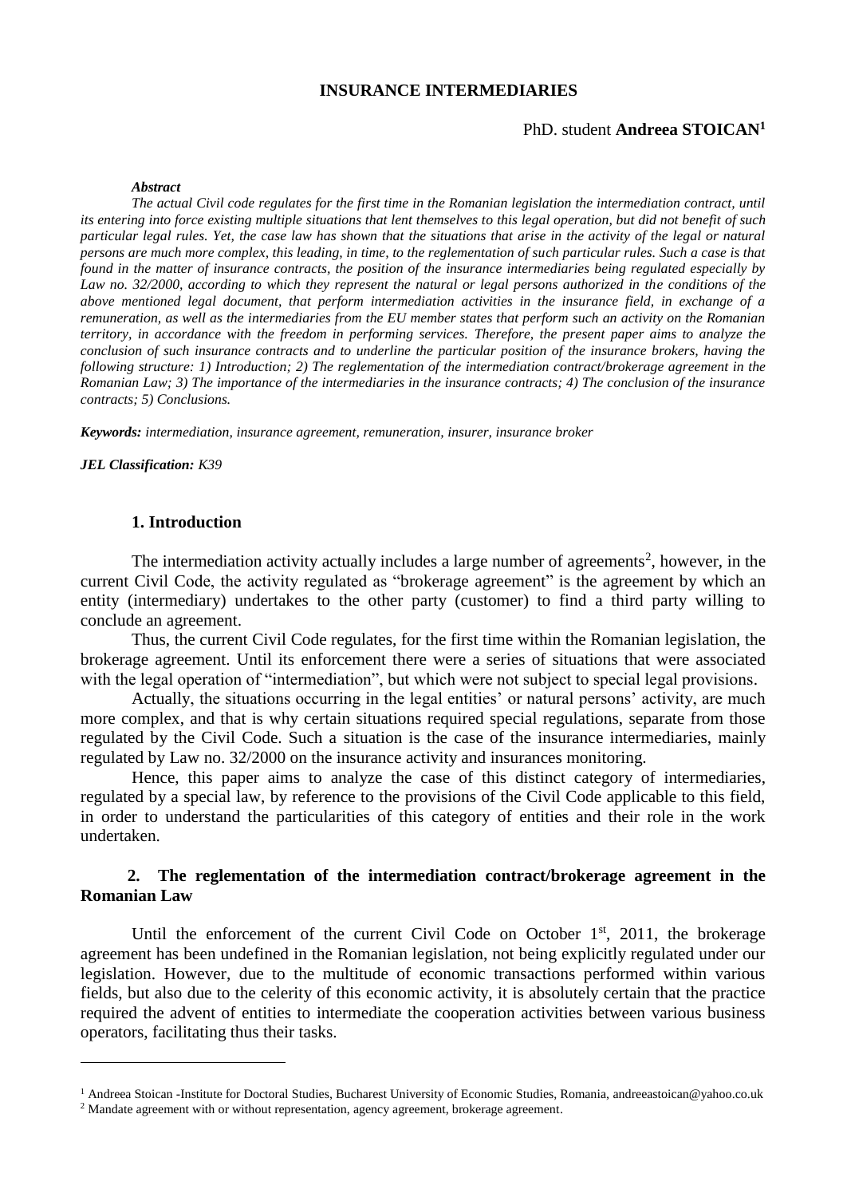# INSURANCE INTERMEDIARIES

PhD. student **Andreea STOICAN**[1]

***Abstract***

*The actual Civil code regulates for the first time in the Romanian legislation the intermediation contract, until its entering into force existing multiple situations that lent themselves to this legal operation, but did not benefit of such particular legal rules. Yet, the case law has shown that the situations that arise in the activity of the legal or natural persons are much more complex, this leading, in time, to the reglementation of such particular rules. Such a case is that found in the matter of insurance contracts, the position of the insurance intermediaries being regulated especially by Law no. 32/2000, according to which they represent the natural or legal persons authorized in the conditions of the above mentioned legal document, that perform intermediation activities in the insurance field, in exchange of a remuneration, as well as the intermediaries from the EU member states that perform such an activity on the Romanian territory, in accordance with the freedom in performing services. Therefore, the present paper aims to analyze the conclusion of such insurance contracts and to underline the particular position of the insurance brokers, having the following structure: 1) Introduction; 2) The reglementation of the intermediation contract/brokerage agreement in the Romanian Law; 3) The importance of the intermediaries in the insurance contracts; 4) The conclusion of the insurance contracts; 5) Conclusions.*

***Keywords:*** *intermediation, insurance agreement, remuneration, insurer, insurance broker*

***JEL Classification:*** *K39*

## 1. Introduction

The intermediation activity actually includes a large number of agreements[2], however, in the current Civil Code, the activity regulated as "brokerage agreement" is the agreement by which an entity (intermediary) undertakes to the other party (customer) to find a third party willing to conclude an agreement.

Thus, the current Civil Code regulates, for the first time within the Romanian legislation, the brokerage agreement. Until its enforcement there were a series of situations that were associated with the legal operation of "intermediation", but which were not subject to special legal provisions.

Actually, the situations occurring in the legal entities' or natural persons' activity, are much more complex, and that is why certain situations required special regulations, separate from those regulated by the Civil Code. Such a situation is the case of the insurance intermediaries, mainly regulated by Law no. 32/2000 on the insurance activity and insurances monitoring.

Hence, this paper aims to analyze the case of this distinct category of intermediaries, regulated by a special law, by reference to the provisions of the Civil Code applicable to this field, in order to understand the particularities of this category of entities and their role in the work undertaken.

## 2. The reglementation of the intermediation contract/brokerage agreement in the Romanian Law

Until the enforcement of the current Civil Code on October 1st, 2011, the brokerage agreement has been undefined in the Romanian legislation, not being explicitly regulated under our legislation. However, due to the multitude of economic transactions performed within various fields, but also due to the celerity of this economic activity, it is absolutely certain that the practice required the advent of entities to intermediate the cooperation activities between various business operators, facilitating thus their tasks.

---

[1] Andreea Stoican -Institute for Doctoral Studies, Bucharest University of Economic Studies, Romania, andreeastoican@yahoo.co.uk

[2] Mandate agreement with or without representation, agency agreement, brokerage agreement.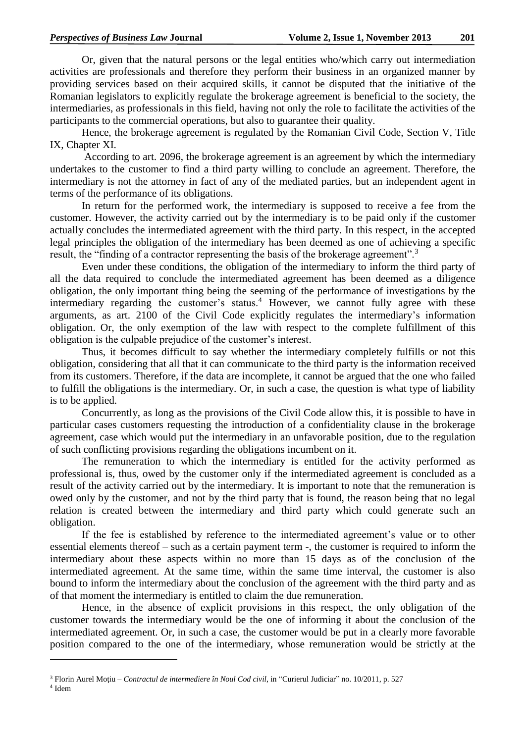Or, given that the natural persons or the legal entities who/which carry out intermediation activities are professionals and therefore they perform their business in an organized manner by providing services based on their acquired skills, it cannot be disputed that the initiative of the Romanian legislators to explicitly regulate the brokerage agreement is beneficial to the society, the intermediaries, as professionals in this field, having not only the role to facilitate the activities of the participants to the commercial operations, but also to guarantee their quality.

Hence, the brokerage agreement is regulated by the Romanian Civil Code, Section V, Title IX, Chapter XI.

According to art. 2096, the brokerage agreement is an agreement by which the intermediary undertakes to the customer to find a third party willing to conclude an agreement. Therefore, the intermediary is not the attorney in fact of any of the mediated parties, but an independent agent in terms of the performance of its obligations.

In return for the performed work, the intermediary is supposed to receive a fee from the customer. However, the activity carried out by the intermediary is to be paid only if the customer actually concludes the intermediated agreement with the third party. In this respect, in the accepted legal principles the obligation of the intermediary has been deemed as one of achieving a specific result, the "finding of a contractor representing the basis of the brokerage agreement".[3]

Even under these conditions, the obligation of the intermediary to inform the third party of all the data required to conclude the intermediated agreement has been deemed as a diligence obligation, the only important thing being the seeming of the performance of investigations by the intermediary regarding the customer's status.[4] However, we cannot fully agree with these arguments, as art. 2100 of the Civil Code explicitly regulates the intermediary's information obligation. Or, the only exemption of the law with respect to the complete fulfillment of this obligation is the culpable prejudice of the customer's interest.

Thus, it becomes difficult to say whether the intermediary completely fulfills or not this obligation, considering that all that it can communicate to the third party is the information received from its customers. Therefore, if the data are incomplete, it cannot be argued that the one who failed to fulfill the obligations is the intermediary. Or, in such a case, the question is what type of liability is to be applied.

Concurrently, as long as the provisions of the Civil Code allow this, it is possible to have in particular cases customers requesting the introduction of a confidentiality clause in the brokerage agreement, case which would put the intermediary in an unfavorable position, due to the regulation of such conflicting provisions regarding the obligations incumbent on it.

The remuneration to which the intermediary is entitled for the activity performed as professional is, thus, owed by the customer only if the intermediated agreement is concluded as a result of the activity carried out by the intermediary. It is important to note that the remuneration is owed only by the customer, and not by the third party that is found, the reason being that no legal relation is created between the intermediary and third party which could generate such an obligation.

If the fee is established by reference to the intermediated agreement's value or to other essential elements thereof – such as a certain payment term -, the customer is required to inform the intermediary about these aspects within no more than 15 days as of the conclusion of the intermediated agreement. At the same time, within the same time interval, the customer is also bound to inform the intermediary about the conclusion of the agreement with the third party and as of that moment the intermediary is entitled to claim the due remuneration.

Hence, in the absence of explicit provisions in this respect, the only obligation of the customer towards the intermediary would be the one of informing it about the conclusion of the intermediated agreement. Or, in such a case, the customer would be put in a clearly more favorable position compared to the one of the intermediary, whose remuneration would be strictly at the

---

[3] Florin Aurel Moțiu – *Contractul de intermediere în Noul Cod civil*, in "Curierul Judiciar" no. 10/2011, p. 527

[4] Idem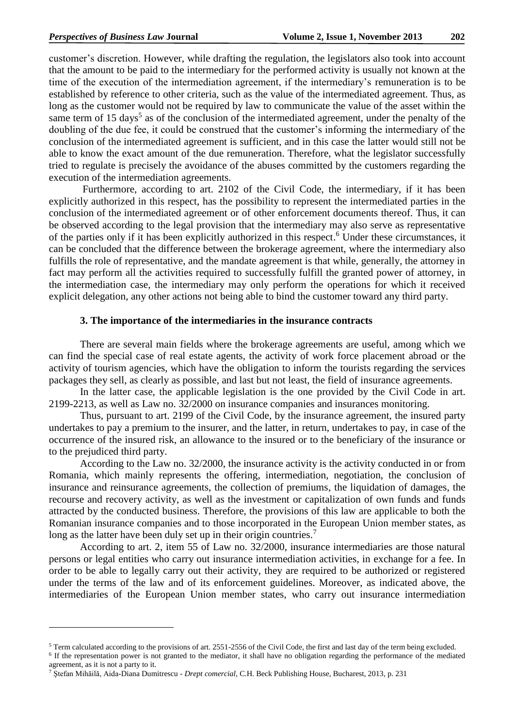customer's discretion. However, while drafting the regulation, the legislators also took into account that the amount to be paid to the intermediary for the performed activity is usually not known at the time of the execution of the intermediation agreement, if the intermediary's remuneration is to be established by reference to other criteria, such as the value of the intermediated agreement. Thus, as long as the customer would not be required by law to communicate the value of the asset within the same term of 15 days[5] as of the conclusion of the intermediated agreement, under the penalty of the doubling of the due fee, it could be construed that the customer's informing the intermediary of the conclusion of the intermediated agreement is sufficient, and in this case the latter would still not be able to know the exact amount of the due remuneration. Therefore, what the legislator successfully tried to regulate is precisely the avoidance of the abuses committed by the customers regarding the execution of the intermediation agreements.

Furthermore, according to art. 2102 of the Civil Code, the intermediary, if it has been explicitly authorized in this respect, has the possibility to represent the intermediated parties in the conclusion of the intermediated agreement or of other enforcement documents thereof. Thus, it can be observed according to the legal provision that the intermediary may also serve as representative of the parties only if it has been explicitly authorized in this respect.[6] Under these circumstances, it can be concluded that the difference between the brokerage agreement, where the intermediary also fulfills the role of representative, and the mandate agreement is that while, generally, the attorney in fact may perform all the activities required to successfully fulfill the granted power of attorney, in the intermediation case, the intermediary may only perform the operations for which it received explicit delegation, any other actions not being able to bind the customer toward any third party.

## 3. The importance of the intermediaries in the insurance contracts

There are several main fields where the brokerage agreements are useful, among which we can find the special case of real estate agents, the activity of work force placement abroad or the activity of tourism agencies, which have the obligation to inform the tourists regarding the services packages they sell, as clearly as possible, and last but not least, the field of insurance agreements.

In the latter case, the applicable legislation is the one provided by the Civil Code in art. 2199-2213, as well as Law no. 32/2000 on insurance companies and insurances monitoring.

Thus, pursuant to art. 2199 of the Civil Code, by the insurance agreement, the insured party undertakes to pay a premium to the insurer, and the latter, in return, undertakes to pay, in case of the occurrence of the insured risk, an allowance to the insured or to the beneficiary of the insurance or to the prejudiced third party.

According to the Law no. 32/2000, the insurance activity is the activity conducted in or from Romania, which mainly represents the offering, intermediation, negotiation, the conclusion of insurance and reinsurance agreements, the collection of premiums, the liquidation of damages, the recourse and recovery activity, as well as the investment or capitalization of own funds and funds attracted by the conducted business. Therefore, the provisions of this law are applicable to both the Romanian insurance companies and to those incorporated in the European Union member states, as long as the latter have been duly set up in their origin countries.[7]

According to art. 2, item 55 of Law no. 32/2000, insurance intermediaries are those natural persons or legal entities who carry out insurance intermediation activities, in exchange for a fee. In order to be able to legally carry out their activity, they are required to be authorized or registered under the terms of the law and of its enforcement guidelines. Moreover, as indicated above, the intermediaries of the European Union member states, who carry out insurance intermediation

---

[5] Term calculated according to the provisions of art. 2551-2556 of the Civil Code, the first and last day of the term being excluded.

[6] If the representation power is not granted to the mediator, it shall have no obligation regarding the performance of the mediated agreement, as it is not a party to it.

[7] Ștefan Mihăilă, Aida-Diana Dumitrescu - *Drept comercial*, C.H. Beck Publishing House, Bucharest, 2013, p. 231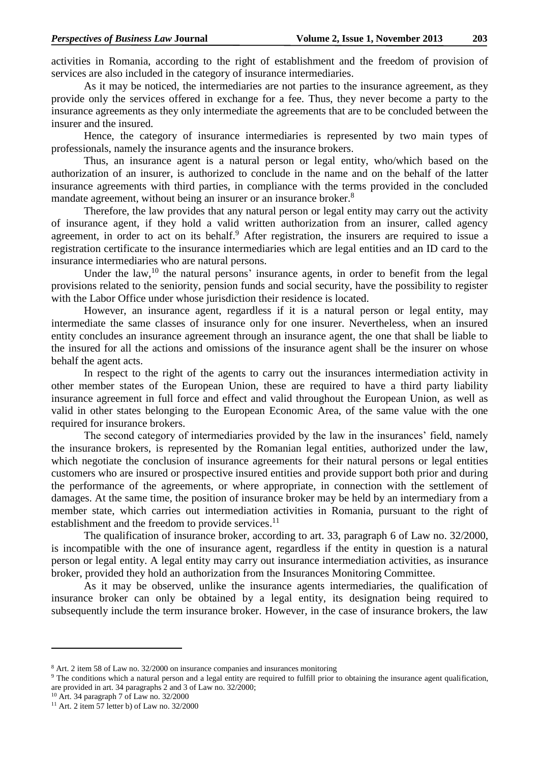activities in Romania, according to the right of establishment and the freedom of provision of services are also included in the category of insurance intermediaries.

As it may be noticed, the intermediaries are not parties to the insurance agreement, as they provide only the services offered in exchange for a fee. Thus, they never become a party to the insurance agreements as they only intermediate the agreements that are to be concluded between the insurer and the insured.

Hence, the category of insurance intermediaries is represented by two main types of professionals, namely the insurance agents and the insurance brokers.

Thus, an insurance agent is a natural person or legal entity, who/which based on the authorization of an insurer, is authorized to conclude in the name and on the behalf of the latter insurance agreements with third parties, in compliance with the terms provided in the concluded mandate agreement, without being an insurer or an insurance broker.[8]

Therefore, the law provides that any natural person or legal entity may carry out the activity of insurance agent, if they hold a valid written authorization from an insurer, called agency agreement, in order to act on its behalf.[9] After registration, the insurers are required to issue a registration certificate to the insurance intermediaries which are legal entities and an ID card to the insurance intermediaries who are natural persons.

Under the law,[10] the natural persons' insurance agents, in order to benefit from the legal provisions related to the seniority, pension funds and social security, have the possibility to register with the Labor Office under whose jurisdiction their residence is located.

However, an insurance agent, regardless if it is a natural person or legal entity, may intermediate the same classes of insurance only for one insurer. Nevertheless, when an insured entity concludes an insurance agreement through an insurance agent, the one that shall be liable to the insured for all the actions and omissions of the insurance agent shall be the insurer on whose behalf the agent acts.

In respect to the right of the agents to carry out the insurances intermediation activity in other member states of the European Union, these are required to have a third party liability insurance agreement in full force and effect and valid throughout the European Union, as well as valid in other states belonging to the European Economic Area, of the same value with the one required for insurance brokers.

The second category of intermediaries provided by the law in the insurances' field, namely the insurance brokers, is represented by the Romanian legal entities, authorized under the law, which negotiate the conclusion of insurance agreements for their natural persons or legal entities customers who are insured or prospective insured entities and provide support both prior and during the performance of the agreements, or where appropriate, in connection with the settlement of damages. At the same time, the position of insurance broker may be held by an intermediary from a member state, which carries out intermediation activities in Romania, pursuant to the right of establishment and the freedom to provide services.[11]

The qualification of insurance broker, according to art. 33, paragraph 6 of Law no. 32/2000, is incompatible with the one of insurance agent, regardless if the entity in question is a natural person or legal entity. A legal entity may carry out insurance intermediation activities, as insurance broker, provided they hold an authorization from the Insurances Monitoring Committee.

As it may be observed, unlike the insurance agents intermediaries, the qualification of insurance broker can only be obtained by a legal entity, its designation being required to subsequently include the term insurance broker. However, in the case of insurance brokers, the law

---

[8] Art. 2 item 58 of Law no. 32/2000 on insurance companies and insurances monitoring

[9] The conditions which a natural person and a legal entity are required to fulfill prior to obtaining the insurance agent qualification, are provided in art. 34 paragraphs 2 and 3 of Law no. 32/2000;

[10] Art. 34 paragraph 7 of Law no. 32/2000

[11] Art. 2 item 57 letter b) of Law no. 32/2000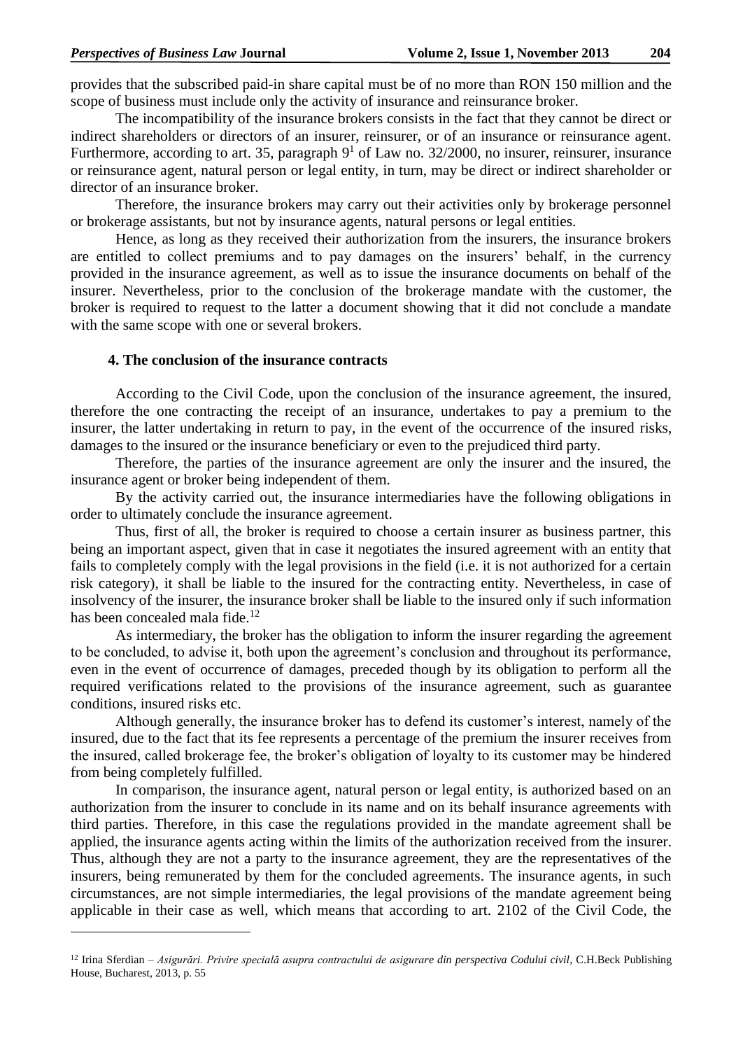provides that the subscribed paid-in share capital must be of no more than RON 150 million and the scope of business must include only the activity of insurance and reinsurance broker.

The incompatibility of the insurance brokers consists in the fact that they cannot be direct or indirect shareholders or directors of an insurer, reinsurer, or of an insurance or reinsurance agent. Furthermore, according to art. 35, paragraph $9^1$ of Law no. 32/2000, no insurer, reinsurer, insurance or reinsurance agent, natural person or legal entity, in turn, may be direct or indirect shareholder or director of an insurance broker.

Therefore, the insurance brokers may carry out their activities only by brokerage personnel or brokerage assistants, but not by insurance agents, natural persons or legal entities.

Hence, as long as they received their authorization from the insurers, the insurance brokers are entitled to collect premiums and to pay damages on the insurers' behalf, in the currency provided in the insurance agreement, as well as to issue the insurance documents on behalf of the insurer. Nevertheless, prior to the conclusion of the brokerage mandate with the customer, the broker is required to request to the latter a document showing that it did not conclude a mandate with the same scope with one or several brokers.

### 4. The conclusion of the insurance contracts

According to the Civil Code, upon the conclusion of the insurance agreement, the insured, therefore the one contracting the receipt of an insurance, undertakes to pay a premium to the insurer, the latter undertaking in return to pay, in the event of the occurrence of the insured risks, damages to the insured or the insurance beneficiary or even to the prejudiced third party.

Therefore, the parties of the insurance agreement are only the insurer and the insured, the insurance agent or broker being independent of them.

By the activity carried out, the insurance intermediaries have the following obligations in order to ultimately conclude the insurance agreement.

Thus, first of all, the broker is required to choose a certain insurer as business partner, this being an important aspect, given that in case it negotiates the insured agreement with an entity that fails to completely comply with the legal provisions in the field (i.e. it is not authorized for a certain risk category), it shall be liable to the insured for the contracting entity. Nevertheless, in case of insolvency of the insurer, the insurance broker shall be liable to the insured only if such information has been concealed mala fide.[12]

As intermediary, the broker has the obligation to inform the insurer regarding the agreement to be concluded, to advise it, both upon the agreement's conclusion and throughout its performance, even in the event of occurrence of damages, preceded though by its obligation to perform all the required verifications related to the provisions of the insurance agreement, such as guarantee conditions, insured risks etc.

Although generally, the insurance broker has to defend its customer's interest, namely of the insured, due to the fact that its fee represents a percentage of the premium the insurer receives from the insured, called brokerage fee, the broker's obligation of loyalty to its customer may be hindered from being completely fulfilled.

In comparison, the insurance agent, natural person or legal entity, is authorized based on an authorization from the insurer to conclude in its name and on its behalf insurance agreements with third parties. Therefore, in this case the regulations provided in the mandate agreement shall be applied, the insurance agents acting within the limits of the authorization received from the insurer. Thus, although they are not a party to the insurance agreement, they are the representatives of the insurers, being remunerated by them for the concluded agreements. The insurance agents, in such circumstances, are not simple intermediaries, the legal provisions of the mandate agreement being applicable in their case as well, which means that according to art. 2102 of the Civil Code, the

---

[12] Irina Sferdian – *Asigurări. Privire specială asupra contractului de asigurare din perspectiva Codului civil*, C.H.Beck Publishing House, Bucharest, 2013, p. 55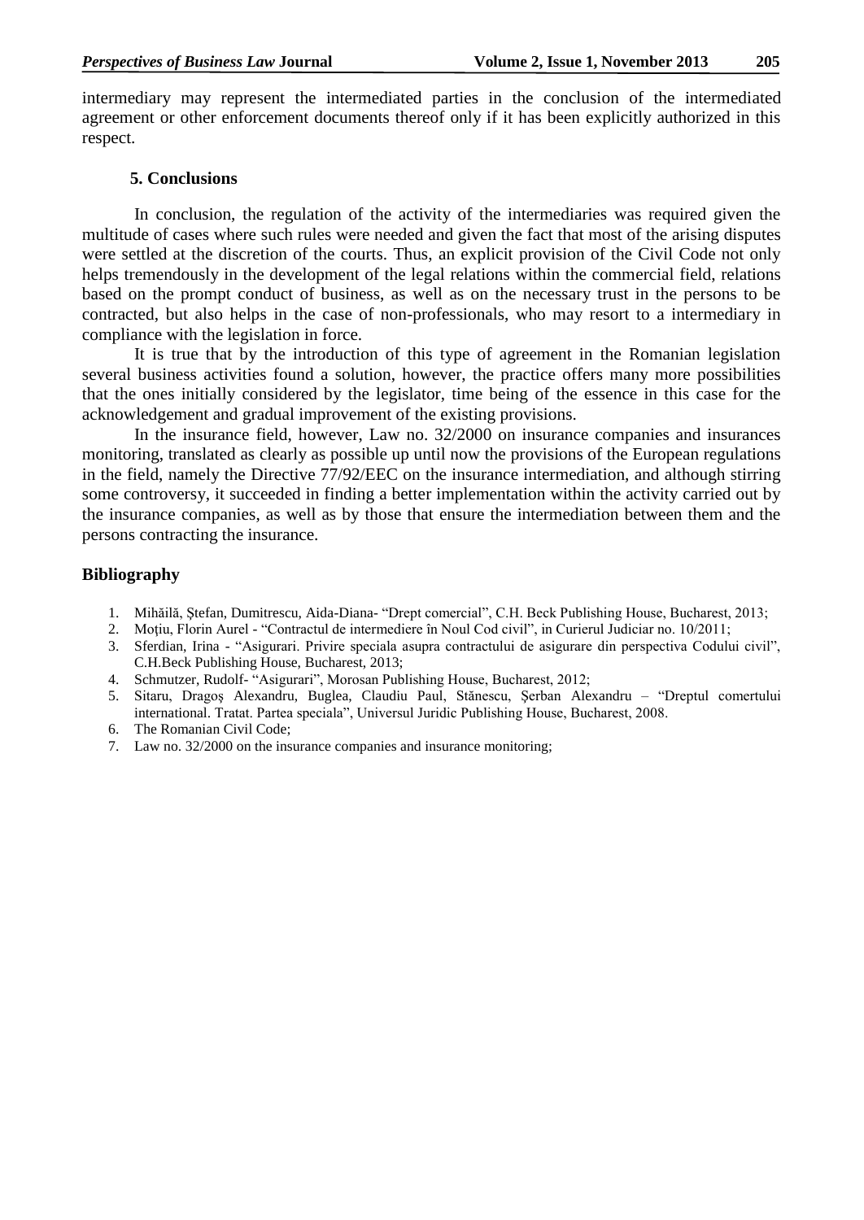intermediary may represent the intermediated parties in the conclusion of the intermediated agreement or other enforcement documents thereof only if it has been explicitly authorized in this respect.

## 5. Conclusions

In conclusion, the regulation of the activity of the intermediaries was required given the multitude of cases where such rules were needed and given the fact that most of the arising disputes were settled at the discretion of the courts. Thus, an explicit provision of the Civil Code not only helps tremendously in the development of the legal relations within the commercial field, relations based on the prompt conduct of business, as well as on the necessary trust in the persons to be contracted, but also helps in the case of non-professionals, who may resort to a intermediary in compliance with the legislation in force.

It is true that by the introduction of this type of agreement in the Romanian legislation several business activities found a solution, however, the practice offers many more possibilities that the ones initially considered by the legislator, time being of the essence in this case for the acknowledgement and gradual improvement of the existing provisions.

In the insurance field, however, Law no. 32/2000 on insurance companies and insurances monitoring, translated as clearly as possible up until now the provisions of the European regulations in the field, namely the Directive 77/92/EEC on the insurance intermediation, and although stirring some controversy, it succeeded in finding a better implementation within the activity carried out by the insurance companies, as well as by those that ensure the intermediation between them and the persons contracting the insurance.

## Bibliography

1. Mihăilă, Ștefan, Dumitrescu, Aida-Diana- "Drept comercial", C.H. Beck Publishing House, Bucharest, 2013;
2. Moțiu, Florin Aurel - "Contractul de intermediere în Noul Cod civil", in Curierul Judiciar no. 10/2011;
3. Sferdian, Irina - "Asigurari. Privire speciala asupra contractului de asigurare din perspectiva Codului civil", C.H.Beck Publishing House, Bucharest, 2013;
4. Schmutzer, Rudolf- "Asigurari", Morosan Publishing House, Bucharest, 2012;
5. Sitaru, Dragoş Alexandru, Buglea, Claudiu Paul, Stănescu, Şerban Alexandru – "Dreptul comertului international. Tratat. Partea speciala", Universul Juridic Publishing House, Bucharest, 2008.
6. The Romanian Civil Code;
7. Law no. 32/2000 on the insurance companies and insurance monitoring;